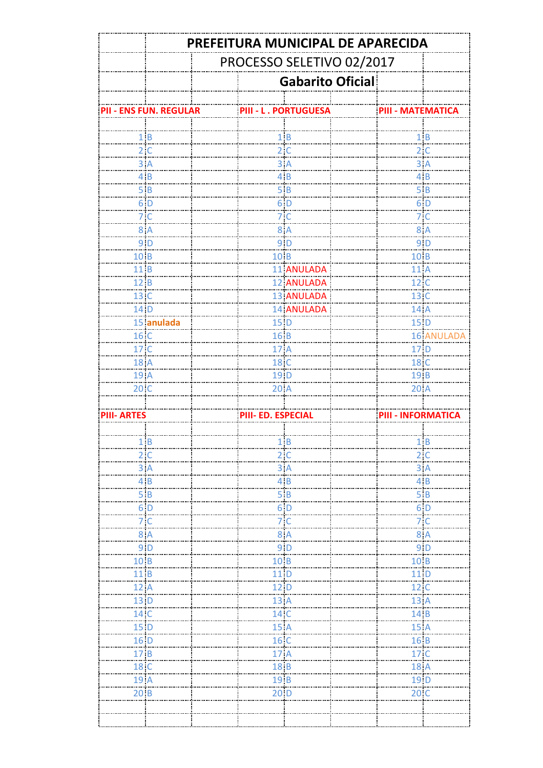# PREFEITURA MUNICIPAL DE APARECIDA

## PROCESSO SELETIVO 02/2017

### Gabarito Oficial

| PII - ENS FUN. REGULAR | | PIII - L . PORTUGUESA | | PIII - MATEMATICA | |
|---|---|---|---|---|---|
| 1 | B | 1 | B | 1 | B |
| 2 | C | 2 | C | 2 | C |
| 3 | A | 3 | A | 3 | A |
| 4 | B | 4 | B | 4 | B |
| 5 | B | 5 | B | 5 | B |
| 6 | D | 6 | D | 6 | D |
| 7 | C | 7 | C | 7 | C |
| 8 | A | 8 | A | 8 | A |
| 9 | D | 9 | D | 9 | D |
| 10 | B | 10 | B | 10 | B |
| 11 | B | 11 | ANULADA | 11 | A |
| 12 | B | 12 | ANULADA | 12 | C |
| 13 | C | 13 | ANULADA | 13 | C |
| 14 | D | 14 | ANULADA | 14 | A |
| 15 | anulada | 15 | D | 15 | D |
| 16 | C | 16 | B | 16 | ANULADA |
| 17 | C | 17 | A | 17 | D |
| 18 | A | 18 | C | 18 | C |
| 19 | A | 19 | D | 19 | B |
| 20 | C | 20 | A | 20 | A |

| PIII- ARTES | | PIII- ED. ESPECIAL | | PIII - INFORMATICA | |
|---|---|---|---|---|---|
| 1 | B | 1 | B | 1 | B |
| 2 | C | 2 | C | 2 | C |
| 3 | A | 3 | A | 3 | A |
| 4 | B | 4 | B | 4 | B |
| 5 | B | 5 | B | 5 | B |
| 6 | D | 6 | D | 6 | D |
| 7 | C | 7 | C | 7 | C |
| 8 | A | 8 | A | 8 | A |
| 9 | D | 9 | D | 9 | D |
| 10 | B | 10 | B | 10 | B |
| 11 | B | 11 | D | 11 | D |
| 12 | A | 12 | D | 12 | C |
| 13 | D | 13 | A | 13 | A |
| 14 | C | 14 | C | 14 | B |
| 15 | D | 15 | A | 15 | A |
| 16 | D | 16 | C | 16 | B |
| 17 | B | 17 | A | 17 | C |
| 18 | C | 18 | B | 18 | A |
| 19 | A | 19 | B | 19 | D |
| 20 | B | 20 | D | 20 | C |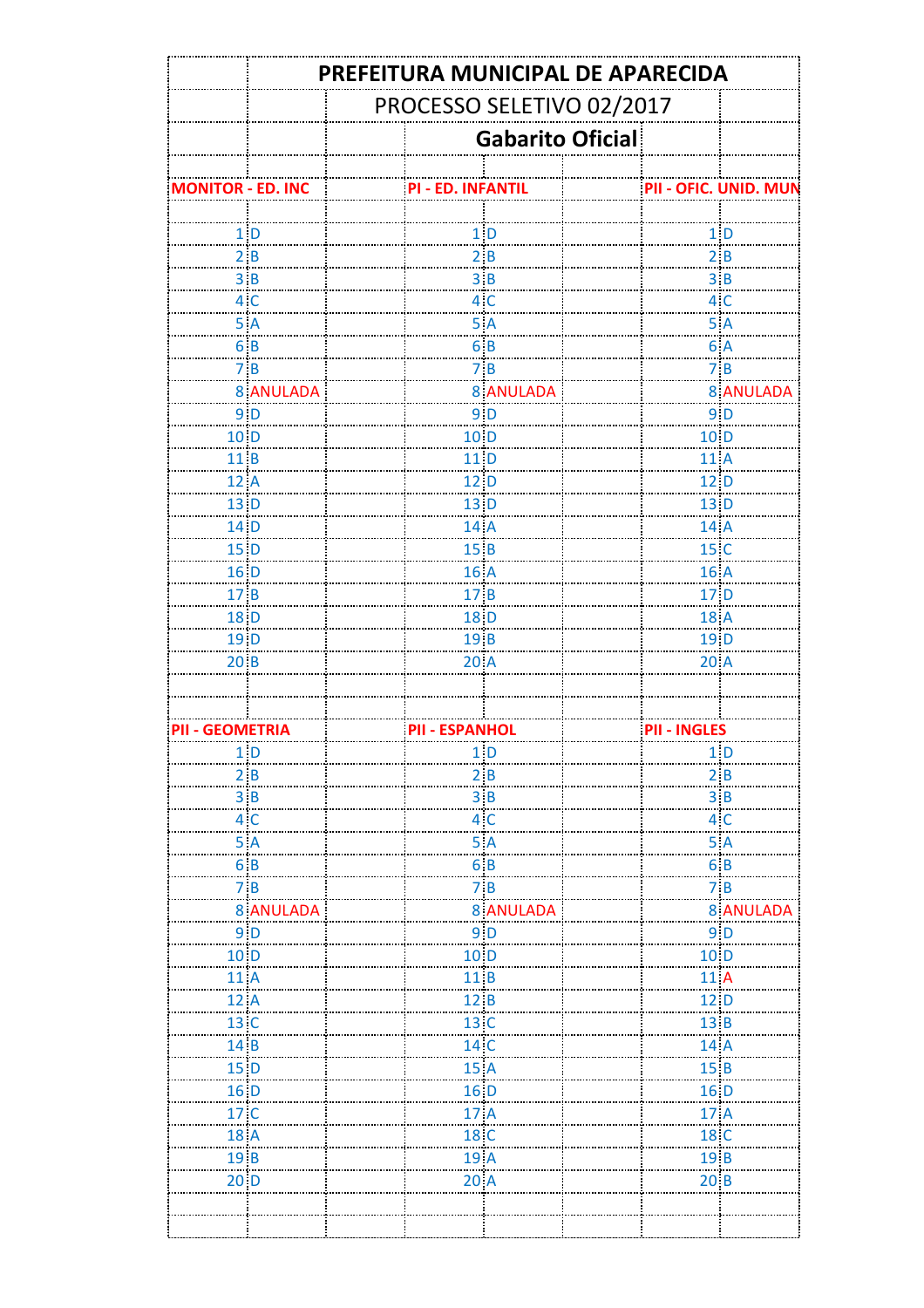# PREFEITURA MUNICIPAL DE APARECIDA

## PROCESSO SELETIVO 02/2017

### Gabarito Oficial

| MONITOR - ED. INC | | PI - ED. INFANTIL | | PII - OFIC. UNID. MUN | |
|---|---|---|---|---|---|
| 1 | D | 1 | D | 1 | D |
| 2 | B | 2 | B | 2 | B |
| 3 | B | 3 | B | 3 | B |
| 4 | C | 4 | C | 4 | C |
| 5 | A | 5 | A | 5 | A |
| 6 | B | 6 | B | 6 | A |
| 7 | B | 7 | B | 7 | B |
| 8 | ANULADA | 8 | ANULADA | 8 | ANULADA |
| 9 | D | 9 | D | 9 | D |
| 10 | D | 10 | D | 10 | D |
| 11 | B | 11 | D | 11 | A |
| 12 | A | 12 | D | 12 | D |
| 13 | D | 13 | D | 13 | D |
| 14 | D | 14 | A | 14 | A |
| 15 | D | 15 | B | 15 | C |
| 16 | D | 16 | A | 16 | A |
| 17 | B | 17 | B | 17 | D |
| 18 | D | 18 | D | 18 | A |
| 19 | D | 19 | B | 19 | D |
| 20 | B | 20 | A | 20 | A |

| PII - GEOMETRIA | | PII - ESPANHOL | | PII - INGLES | |
|---|---|---|---|---|---|
| 1 | D | 1 | D | 1 | D |
| 2 | B | 2 | B | 2 | B |
| 3 | B | 3 | B | 3 | B |
| 4 | C | 4 | C | 4 | C |
| 5 | A | 5 | A | 5 | A |
| 6 | B | 6 | B | 6 | B |
| 7 | B | 7 | B | 7 | B |
| 8 | ANULADA | 8 | ANULADA | 8 | ANULADA |
| 9 | D | 9 | D | 9 | D |
| 10 | D | 10 | D | 10 | D |
| 11 | A | 11 | B | 11 | A |
| 12 | A | 12 | B | 12 | D |
| 13 | C | 13 | C | 13 | B |
| 14 | B | 14 | C | 14 | A |
| 15 | D | 15 | A | 15 | B |
| 16 | D | 16 | D | 16 | D |
| 17 | C | 17 | A | 17 | A |
| 18 | A | 18 | C | 18 | C |
| 19 | B | 19 | A | 19 | B |
| 20 | D | 20 | A | 20 | B |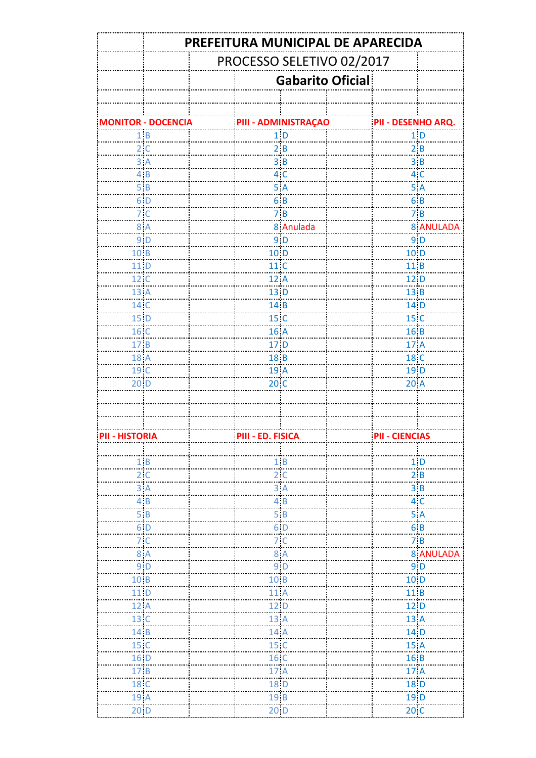# PREFEITURA MUNICIPAL DE APARECIDA

## PROCESSO SELETIVO 02/2017

### Gabarito Oficial

| MONITOR - DOCENCIA | | PIII - ADMINISTRAÇAO | | PII - DESENHO ARQ. | |
|---|---|---|---|---|---|
| 1 | B | 1 | D | 1 | D |
| 2 | C | 2 | B | 2 | B |
| 3 | A | 3 | B | 3 | B |
| 4 | B | 4 | C | 4 | C |
| 5 | B | 5 | A | 5 | A |
| 6 | D | 6 | B | 6 | B |
| 7 | C | 7 | B | 7 | B |
| 8 | A | 8 | Anulada | 8 | ANULADA |
| 9 | D | 9 | D | 9 | D |
| 10 | B | 10 | D | 10 | D |
| 11 | D | 11 | C | 11 | B |
| 12 | C | 12 | A | 12 | D |
| 13 | A | 13 | D | 13 | B |
| 14 | C | 14 | B | 14 | D |
| 15 | D | 15 | C | 15 | C |
| 16 | C | 16 | A | 16 | B |
| 17 | B | 17 | D | 17 | A |
| 18 | A | 18 | B | 18 | C |
| 19 | C | 19 | A | 19 | D |
| 20 | D | 20 | C | 20 | A |

| PII - HISTORIA | | PIII - ED. FISICA | | PII - CIENCIAS | |
|---|---|---|---|---|---|
| 1 | B | 1 | B | 1 | D |
| 2 | C | 2 | C | 2 | B |
| 3 | A | 3 | A | 3 | B |
| 4 | B | 4 | B | 4 | C |
| 5 | B | 5 | B | 5 | A |
| 6 | D | 6 | D | 6 | B |
| 7 | C | 7 | C | 7 | B |
| 8 | A | 8 | A | 8 | ANULADA |
| 9 | D | 9 | D | 9 | D |
| 10 | B | 10 | B | 10 | D |
| 11 | D | 11 | A | 11 | B |
| 12 | A | 12 | D | 12 | D |
| 13 | C | 13 | A | 13 | A |
| 14 | B | 14 | A | 14 | D |
| 15 | C | 15 | C | 15 | A |
| 16 | D | 16 | C | 16 | B |
| 17 | B | 17 | A | 17 | A |
| 18 | C | 18 | D | 18 | D |
| 19 | A | 19 | B | 19 | D |
| 20 | D | 20 | D | 20 | C |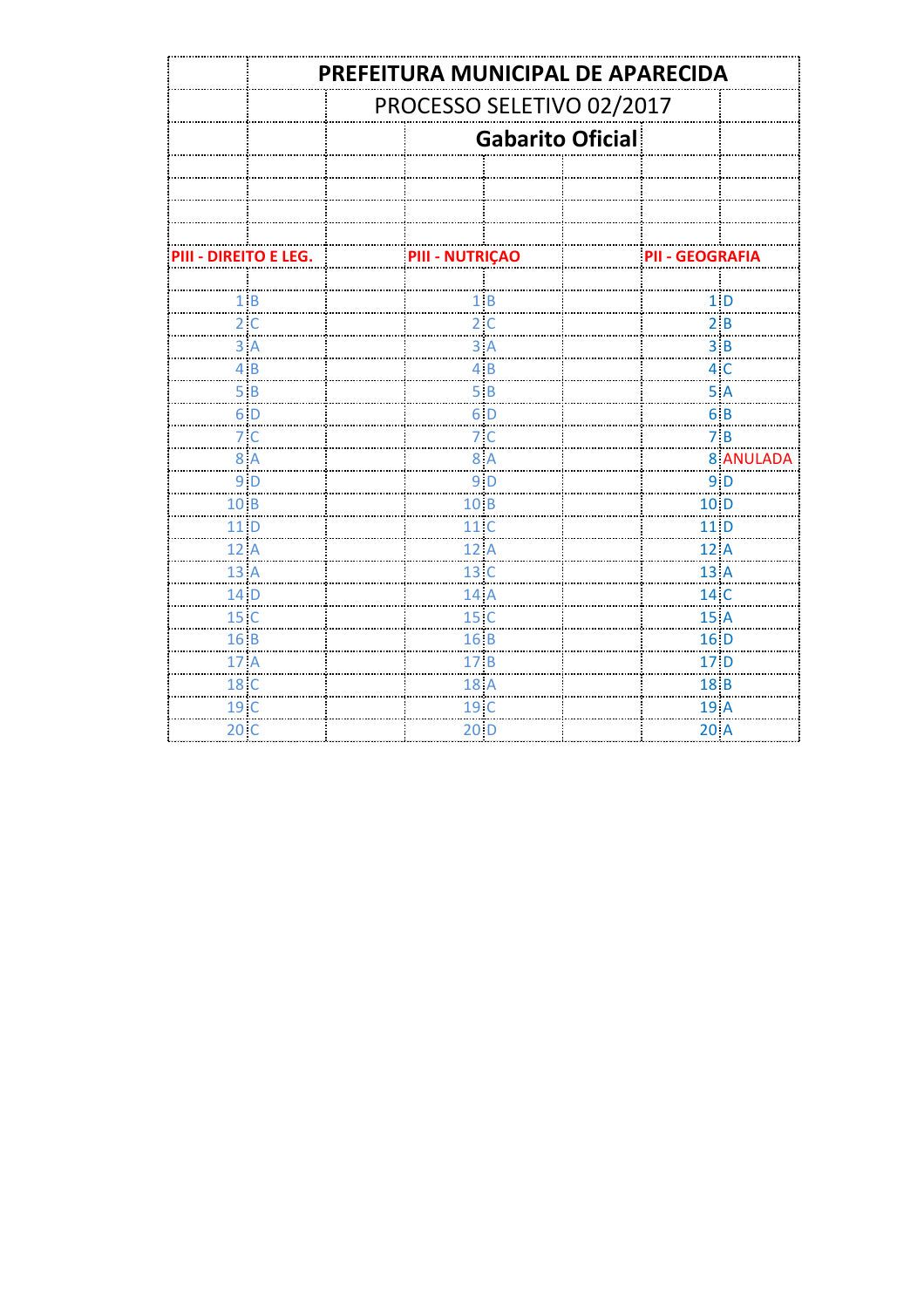# PREFEITURA MUNICIPAL DE APARECIDA

## PROCESSO SELETIVO 02/2017

### Gabarito Oficial

| PIII - DIREITO E LEG. | | PIII - NUTRIÇAO | | PII - GEOGRAFIA | |
|---|---|---|---|---|---|
| 1 | B | 1 | B | 1 | D |
| 2 | C | 2 | C | 2 | B |
| 3 | A | 3 | A | 3 | B |
| 4 | B | 4 | B | 4 | C |
| 5 | B | 5 | B | 5 | A |
| 6 | D | 6 | D | 6 | B |
| 7 | C | 7 | C | 7 | B |
| 8 | A | 8 | A | 8 | ANULADA |
| 9 | D | 9 | D | 9 | D |
| 10 | B | 10 | B | 10 | D |
| 11 | D | 11 | C | 11 | D |
| 12 | A | 12 | A | 12 | A |
| 13 | A | 13 | C | 13 | A |
| 14 | D | 14 | A | 14 | C |
| 15 | C | 15 | C | 15 | A |
| 16 | B | 16 | B | 16 | D |
| 17 | A | 17 | B | 17 | D |
| 18 | C | 18 | A | 18 | B |
| 19 | C | 19 | C | 19 | A |
| 20 | C | 20 | D | 20 | A |